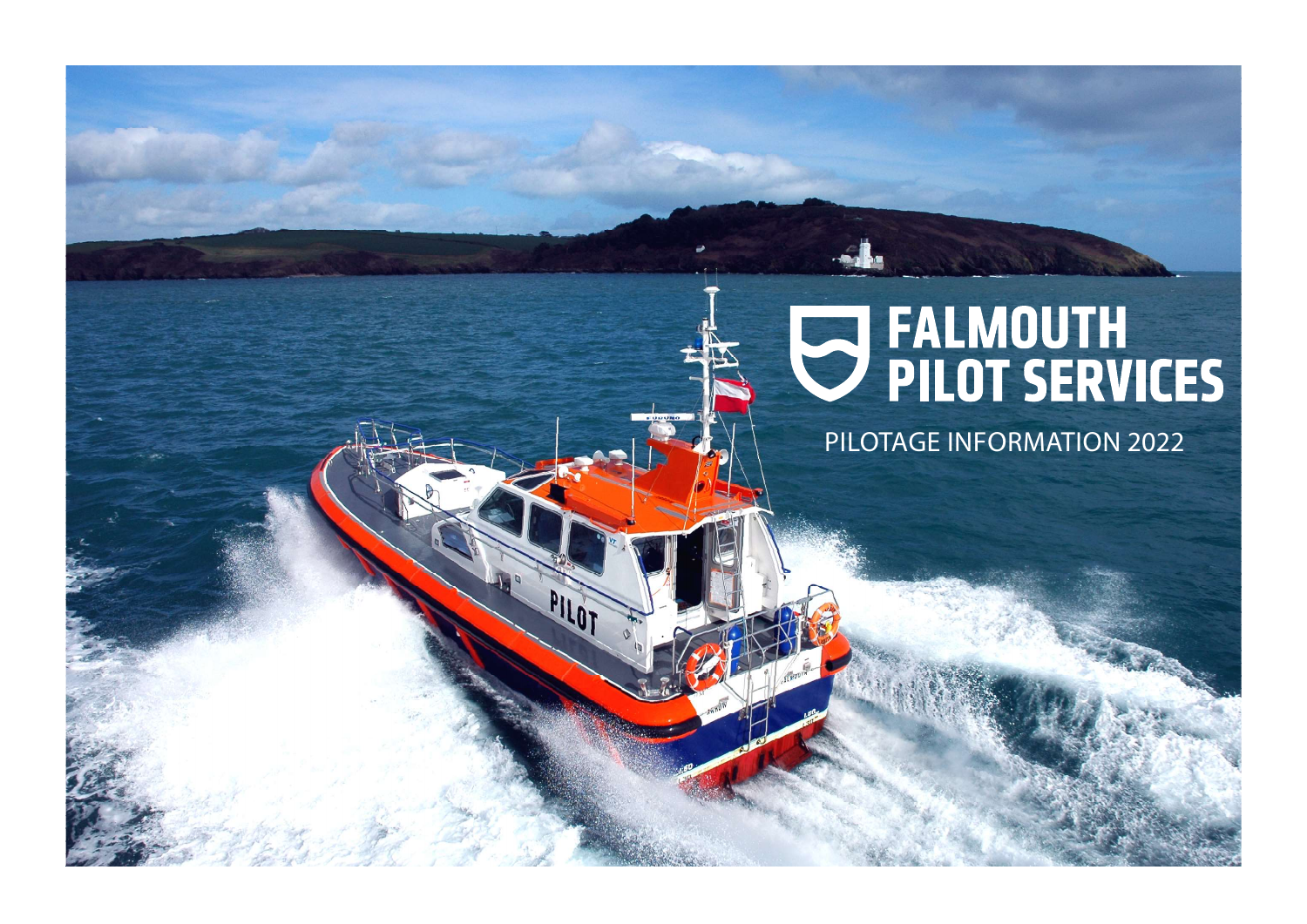# FALMOUTH PILOT SERVICES

PILOTAGE INFORMATION 2022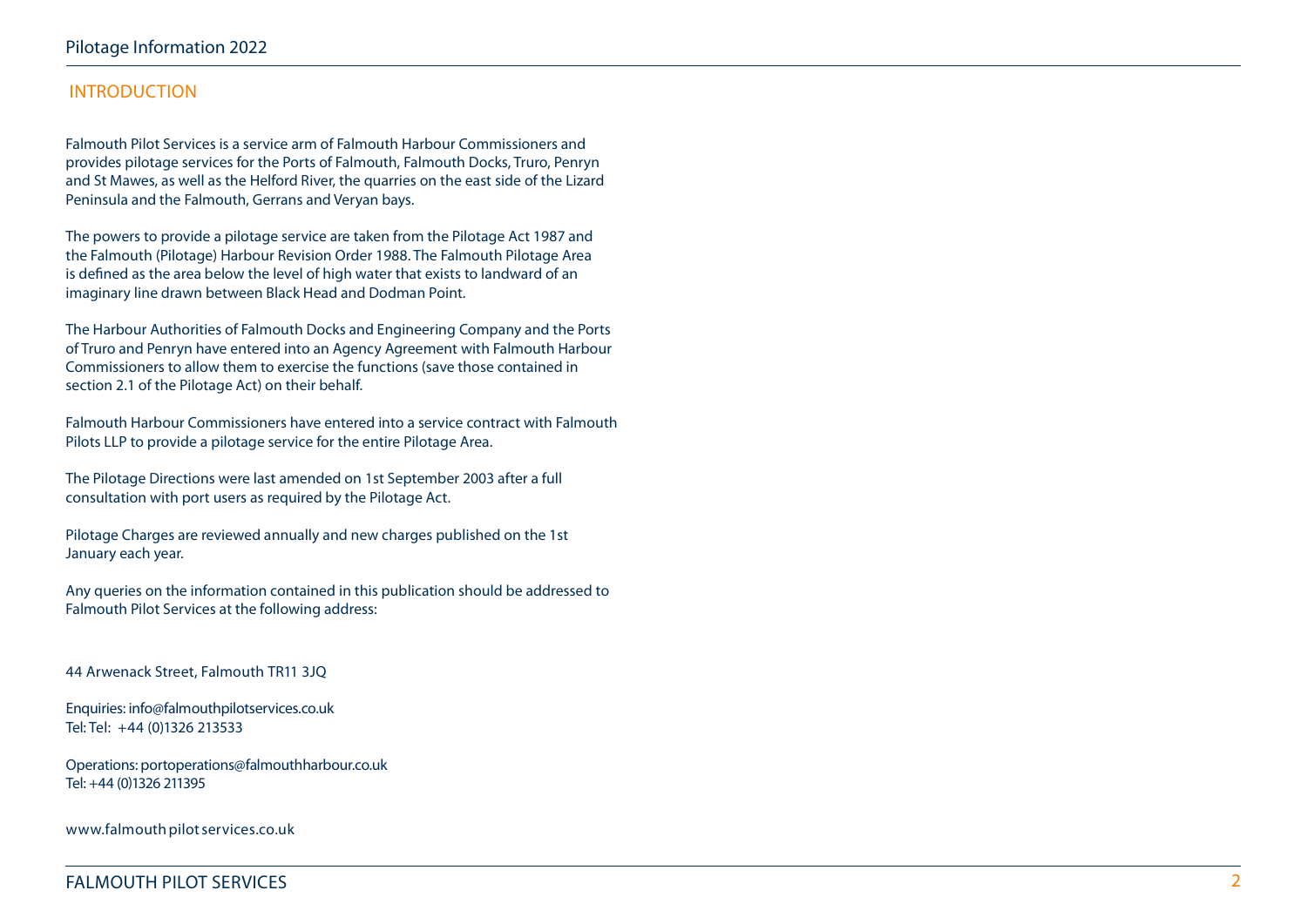## INTRODUCTION

Falmouth Pilot Services is a service arm of Falmouth Harbour Commissioners and provides pilotage services for the Ports of Falmouth, Falmouth Docks, Truro, Penryn and St Mawes, as well as the Helford River, the quarries on the east side of the Lizard Peninsula and the Falmouth, Gerrans and Veryan bays.

The powers to provide a pilotage service are taken from the Pilotage Act 1987 and the Falmouth (Pilotage) Harbour Revision Order 1988. The Falmouth Pilotage Area is defined as the area below the level of high water that exists to landward of an imaginary line drawn between Black Head and Dodman Point.

The Harbour Authorities of Falmouth Docks and Engineering Company and the Ports of Truro and Penryn have entered into an Agency Agreement with Falmouth Harbour Commissioners to allow them to exercise the functions (save those contained in section 2.1 of the Pilotage Act) on their behalf.

Falmouth Harbour Commissioners have entered into a service contract with Falmouth Pilots LLP to provide a pilotage service for the entire Pilotage Area.

The Pilotage Directions were last amended on 1st September 2003 after a full consultation with port users as required by the Pilotage Act.

Pilotage Charges are reviewed annually and new charges published on the 1st January each year.

Any queries on the information contained in this publication should be addressed to Falmouth Pilot Services at the following address:

44 Arwenack Street, Falmouth TR11 3JQ

Enquiries: info@falmouthpilotservices.co.uk
Tel: Tel: +44 (0)1326 213533

Operations: portoperations@falmouthharbour.co.uk
Tel: +44 (0)1326 211395

www.falmouth pilot services.co.uk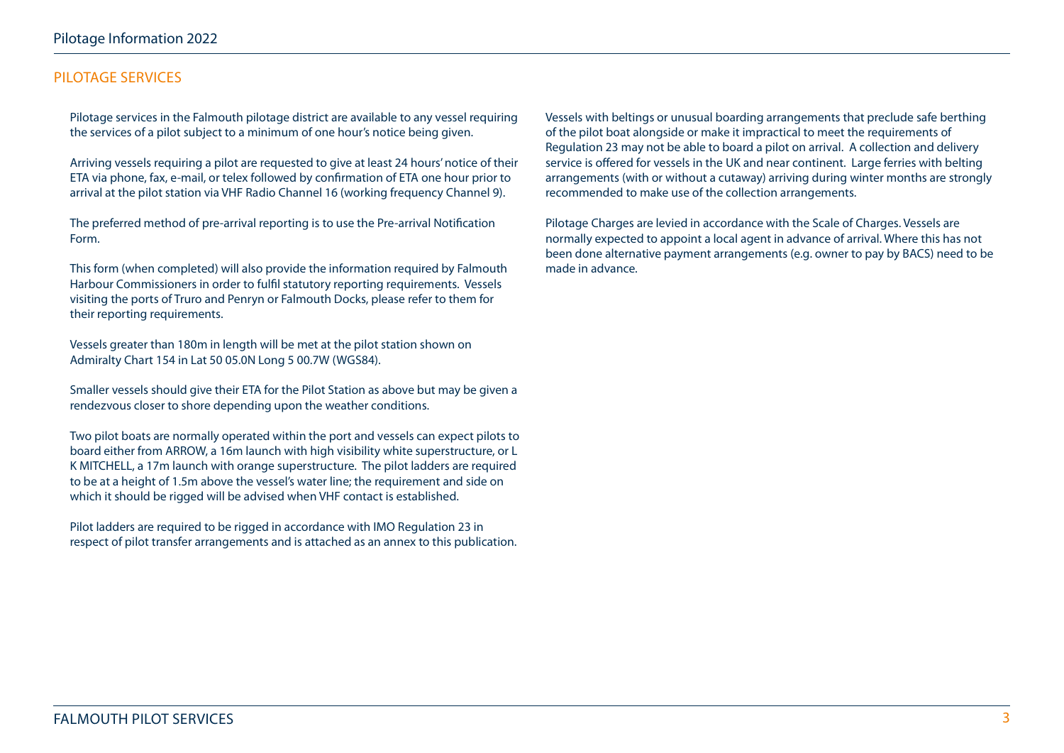## PILOTAGE SERVICES

Pilotage services in the Falmouth pilotage district are available to any vessel requiring the services of a pilot subject to a minimum of one hour's notice being given.

Arriving vessels requiring a pilot are requested to give at least 24 hours' notice of their ETA via phone, fax, e-mail, or telex followed by confirmation of ETA one hour prior to arrival at the pilot station via VHF Radio Channel 16 (working frequency Channel 9).

The preferred method of pre-arrival reporting is to use the Pre-arrival Notification Form.

This form (when completed) will also provide the information required by Falmouth Harbour Commissioners in order to fulfil statutory reporting requirements. Vessels visiting the ports of Truro and Penryn or Falmouth Docks, please refer to them for their reporting requirements.

Vessels greater than 180m in length will be met at the pilot station shown on Admiralty Chart 154 in Lat 50 05.0N Long 5 00.7W (WGS84).

Smaller vessels should give their ETA for the Pilot Station as above but may be given a rendezvous closer to shore depending upon the weather conditions.

Two pilot boats are normally operated within the port and vessels can expect pilots to board either from ARROW, a 16m launch with high visibility white superstructure, or L K MITCHELL, a 17m launch with orange superstructure. The pilot ladders are required to be at a height of 1.5m above the vessel's water line; the requirement and side on which it should be rigged will be advised when VHF contact is established.

Pilot ladders are required to be rigged in accordance with IMO Regulation 23 in respect of pilot transfer arrangements and is attached as an annex to this publication.

Vessels with beltings or unusual boarding arrangements that preclude safe berthing of the pilot boat alongside or make it impractical to meet the requirements of Regulation 23 may not be able to board a pilot on arrival. A collection and delivery service is offered for vessels in the UK and near continent. Large ferries with belting arrangements (with or without a cutaway) arriving during winter months are strongly recommended to make use of the collection arrangements.

Pilotage Charges are levied in accordance with the Scale of Charges. Vessels are normally expected to appoint a local agent in advance of arrival. Where this has not been done alternative payment arrangements (e.g. owner to pay by BACS) need to be made in advance.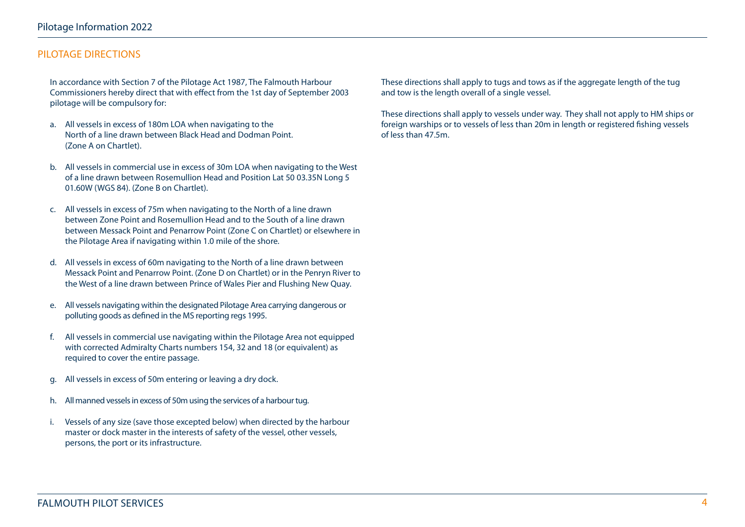## PILOTAGE DIRECTIONS

In accordance with Section 7 of the Pilotage Act 1987, The Falmouth Harbour Commissioners hereby direct that with effect from the 1st day of September 2003 pilotage will be compulsory for:

a. All vessels in excess of 180m LOA when navigating to the North of a line drawn between Black Head and Dodman Point. (Zone A on Chartlet).

b. All vessels in commercial use in excess of 30m LOA when navigating to the West of a line drawn between Rosemullion Head and Position Lat 50 03.35N Long 5 01.60W (WGS 84). (Zone B on Chartlet).

c. All vessels in excess of 75m when navigating to the North of a line drawn between Zone Point and Rosemullion Head and to the South of a line drawn between Messack Point and Penarrow Point (Zone C on Chartlet) or elsewhere in the Pilotage Area if navigating within 1.0 mile of the shore.

d. All vessels in excess of 60m navigating to the North of a line drawn between Messack Point and Penarrow Point. (Zone D on Chartlet) or in the Penryn River to the West of a line drawn between Prince of Wales Pier and Flushing New Quay.

e. All vessels navigating within the designated Pilotage Area carrying dangerous or polluting goods as defined in the MS reporting regs 1995.

f. All vessels in commercial use navigating within the Pilotage Area not equipped with corrected Admiralty Charts numbers 154, 32 and 18 (or equivalent) as required to cover the entire passage.

g. All vessels in excess of 50m entering or leaving a dry dock.

h. All manned vessels in excess of 50m using the services of a harbour tug.

i. Vessels of any size (save those excepted below) when directed by the harbour master or dock master in the interests of safety of the vessel, other vessels, persons, the port or its infrastructure.

These directions shall apply to tugs and tows as if the aggregate length of the tug and tow is the length overall of a single vessel.

These directions shall apply to vessels under way. They shall not apply to HM ships or foreign warships or to vessels of less than 20m in length or registered fishing vessels of less than 47.5m.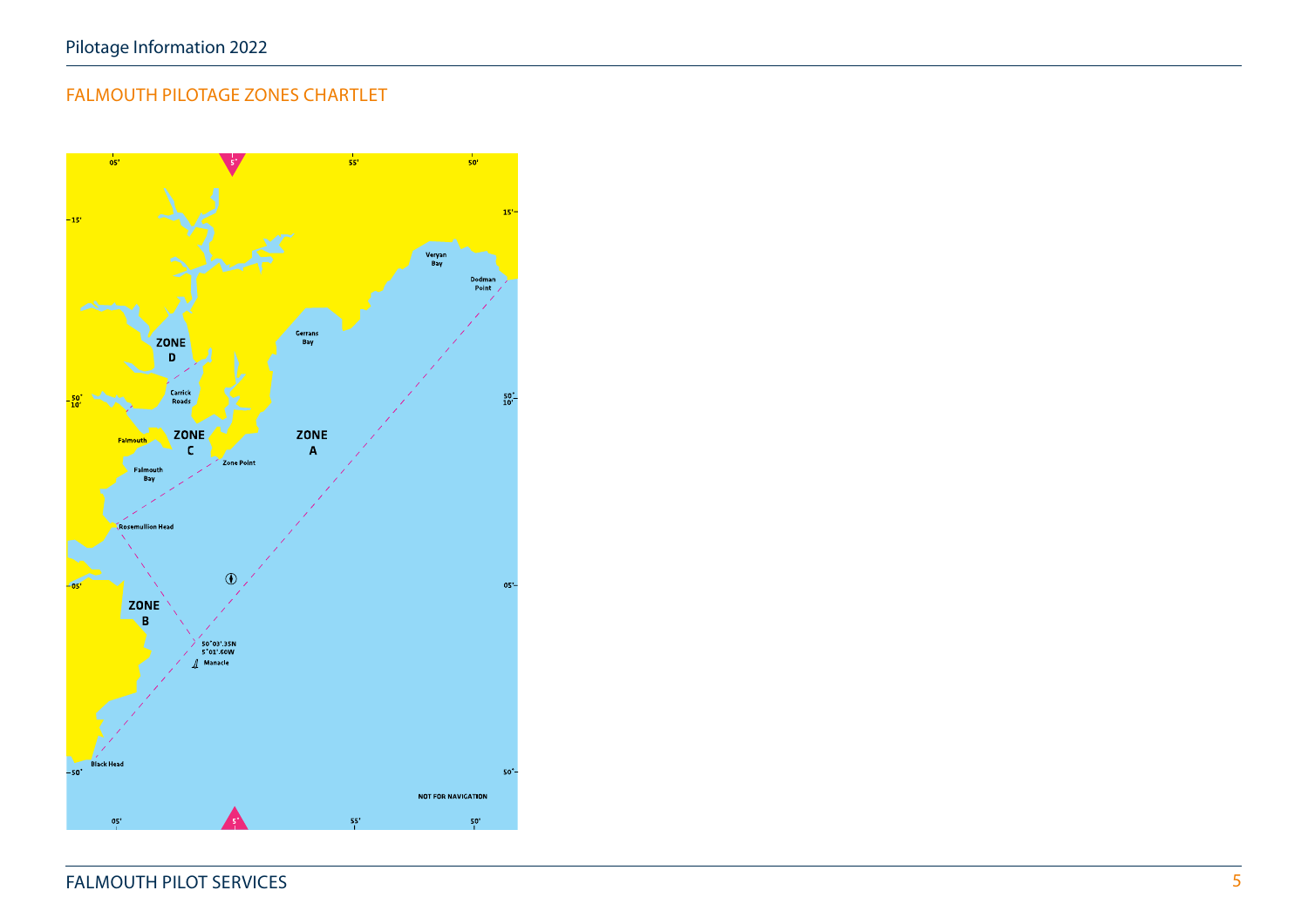## FALMOUTH PILOTAGE ZONES CHARTLET

05' 5° 55' 50'

15'

Veryan Bay

Dodman Point

Gerrans Bay

ZONE D

Carrick Roads

50° 10'

Falmouth

ZONE C

ZONE A

Zone Point

Falmouth Bay

Rosemullion Head

05'

ZONE B

50°03'.35N
5°01'.60W

Manacle

Black Head

50°

NOT FOR NAVIGATION

05' 5° 55' 50'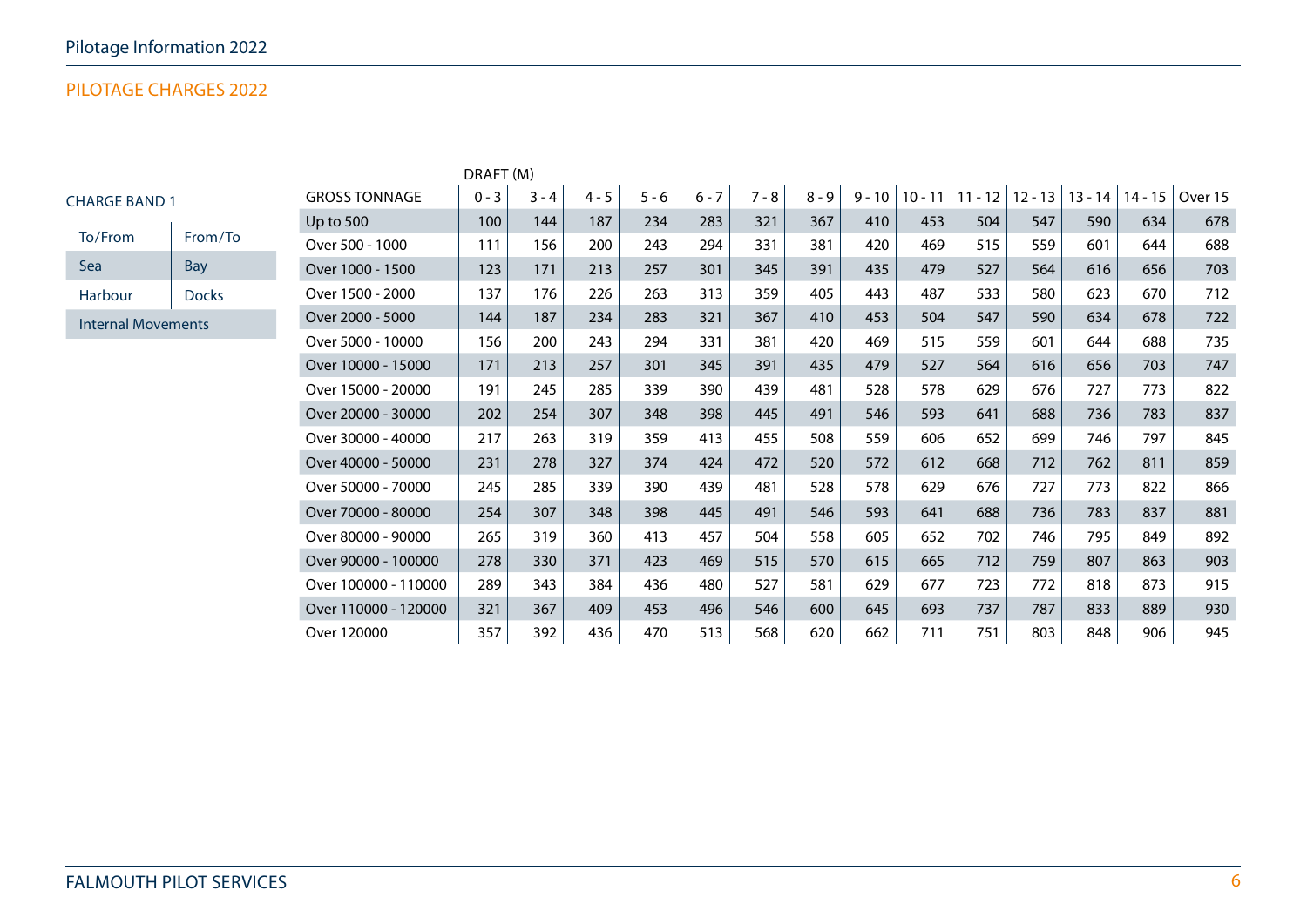## PILOTAGE CHARGES 2022

### CHARGE BAND 1

| To/From | From/To |
|---|---|
| Sea | Bay |
| Harbour | Docks |
| Internal Movements | |

| | DRAFT (M) | | | | | | | | | | | | | |
|---|---|---|---|---|---|---|---|---|---|---|---|---|---|---|
| GROSS TONNAGE | 0 - 3 | 3 - 4 | 4 - 5 | 5 - 6 | 6 - 7 | 7 - 8 | 8 - 9 | 9 - 10 | 10 - 11 | 11 - 12 | 12 - 13 | 13 - 14 | 14 - 15 | Over 15 |
| Up to 500 | 100 | 144 | 187 | 234 | 283 | 321 | 367 | 410 | 453 | 504 | 547 | 590 | 634 | 678 |
| Over 500 - 1000 | 111 | 156 | 200 | 243 | 294 | 331 | 381 | 420 | 469 | 515 | 559 | 601 | 644 | 688 |
| Over 1000 - 1500 | 123 | 171 | 213 | 257 | 301 | 345 | 391 | 435 | 479 | 527 | 564 | 616 | 656 | 703 |
| Over 1500 - 2000 | 137 | 176 | 226 | 263 | 313 | 359 | 405 | 443 | 487 | 533 | 580 | 623 | 670 | 712 |
| Over 2000 - 5000 | 144 | 187 | 234 | 283 | 321 | 367 | 410 | 453 | 504 | 547 | 590 | 634 | 678 | 722 |
| Over 5000 - 10000 | 156 | 200 | 243 | 294 | 331 | 381 | 420 | 469 | 515 | 559 | 601 | 644 | 688 | 735 |
| Over 10000 - 15000 | 171 | 213 | 257 | 301 | 345 | 391 | 435 | 479 | 527 | 564 | 616 | 656 | 703 | 747 |
| Over 15000 - 20000 | 191 | 245 | 285 | 339 | 390 | 439 | 481 | 528 | 578 | 629 | 676 | 727 | 773 | 822 |
| Over 20000 - 30000 | 202 | 254 | 307 | 348 | 398 | 445 | 491 | 546 | 593 | 641 | 688 | 736 | 783 | 837 |
| Over 30000 - 40000 | 217 | 263 | 319 | 359 | 413 | 455 | 508 | 559 | 606 | 652 | 699 | 746 | 797 | 845 |
| Over 40000 - 50000 | 231 | 278 | 327 | 374 | 424 | 472 | 520 | 572 | 612 | 668 | 712 | 762 | 811 | 859 |
| Over 50000 - 70000 | 245 | 285 | 339 | 390 | 439 | 481 | 528 | 578 | 629 | 676 | 727 | 773 | 822 | 866 |
| Over 70000 - 80000 | 254 | 307 | 348 | 398 | 445 | 491 | 546 | 593 | 641 | 688 | 736 | 783 | 837 | 881 |
| Over 80000 - 90000 | 265 | 319 | 360 | 413 | 457 | 504 | 558 | 605 | 652 | 702 | 746 | 795 | 849 | 892 |
| Over 90000 - 100000 | 278 | 330 | 371 | 423 | 469 | 515 | 570 | 615 | 665 | 712 | 759 | 807 | 863 | 903 |
| Over 100000 - 110000 | 289 | 343 | 384 | 436 | 480 | 527 | 581 | 629 | 677 | 723 | 772 | 818 | 873 | 915 |
| Over 110000 - 120000 | 321 | 367 | 409 | 453 | 496 | 546 | 600 | 645 | 693 | 737 | 787 | 833 | 889 | 930 |
| Over 120000 | 357 | 392 | 436 | 470 | 513 | 568 | 620 | 662 | 711 | 751 | 803 | 848 | 906 | 945 |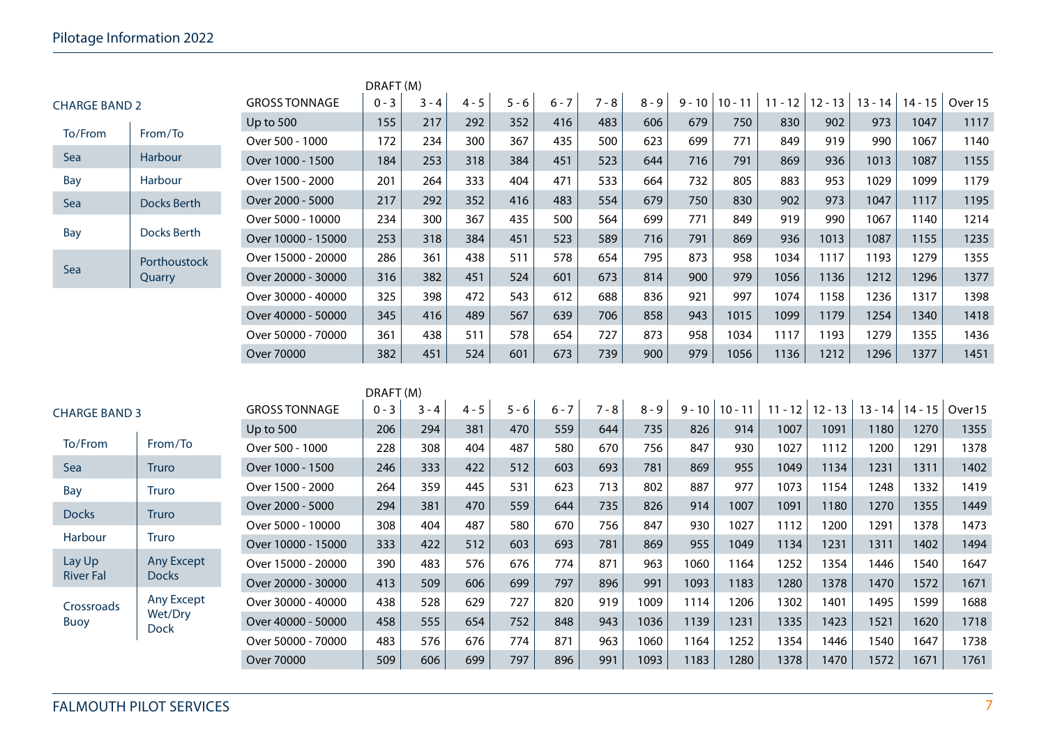## CHARGE BAND 2

| To/From | From/To |
|---|---|
| Sea | Harbour |
| Bay | Harbour |
| Sea | Docks Berth |
| Bay | Docks Berth |
| Sea | Porthoustock Quarry |

| | DRAFT (M) | | | | | | | | | | | | | |
|---|---|---|---|---|---|---|---|---|---|---|---|---|---|---|
| GROSS TONNAGE | 0 - 3 | 3 - 4 | 4 - 5 | 5 - 6 | 6 - 7 | 7 - 8 | 8 - 9 | 9 - 10 | 10 - 11 | 11 - 12 | 12 - 13 | 13 - 14 | 14 - 15 | Over 15 |
| Up to 500 | 155 | 217 | 292 | 352 | 416 | 483 | 606 | 679 | 750 | 830 | 902 | 973 | 1047 | 1117 |
| Over 500 - 1000 | 172 | 234 | 300 | 367 | 435 | 500 | 623 | 699 | 771 | 849 | 919 | 990 | 1067 | 1140 |
| Over 1000 - 1500 | 184 | 253 | 318 | 384 | 451 | 523 | 644 | 716 | 791 | 869 | 936 | 1013 | 1087 | 1155 |
| Over 1500 - 2000 | 201 | 264 | 333 | 404 | 471 | 533 | 664 | 732 | 805 | 883 | 953 | 1029 | 1099 | 1179 |
| Over 2000 - 5000 | 217 | 292 | 352 | 416 | 483 | 554 | 679 | 750 | 830 | 902 | 973 | 1047 | 1117 | 1195 |
| Over 5000 - 10000 | 234 | 300 | 367 | 435 | 500 | 564 | 699 | 771 | 849 | 919 | 990 | 1067 | 1140 | 1214 |
| Over 10000 - 15000 | 253 | 318 | 384 | 451 | 523 | 589 | 716 | 791 | 869 | 936 | 1013 | 1087 | 1155 | 1235 |
| Over 15000 - 20000 | 286 | 361 | 438 | 511 | 578 | 654 | 795 | 873 | 958 | 1034 | 1117 | 1193 | 1279 | 1355 |
| Over 20000 - 30000 | 316 | 382 | 451 | 524 | 601 | 673 | 814 | 900 | 979 | 1056 | 1136 | 1212 | 1296 | 1377 |
| Over 30000 - 40000 | 325 | 398 | 472 | 543 | 612 | 688 | 836 | 921 | 997 | 1074 | 1158 | 1236 | 1317 | 1398 |
| Over 40000 - 50000 | 345 | 416 | 489 | 567 | 639 | 706 | 858 | 943 | 1015 | 1099 | 1179 | 1254 | 1340 | 1418 |
| Over 50000 - 70000 | 361 | 438 | 511 | 578 | 654 | 727 | 873 | 958 | 1034 | 1117 | 1193 | 1279 | 1355 | 1436 |
| Over 70000 | 382 | 451 | 524 | 601 | 673 | 739 | 900 | 979 | 1056 | 1136 | 1212 | 1296 | 1377 | 1451 |

## CHARGE BAND 3

| To/From | From/To |
|---|---|
| Sea | Truro |
| Bay | Truro |
| Docks | Truro |
| Harbour | Truro |
| Lay Up River Fal | Any Except Docks |
| Crossroads Buoy | Any Except Wet/Dry Dock |

| | DRAFT (M) | | | | | | | | | | | | | |
|---|---|---|---|---|---|---|---|---|---|---|---|---|---|---|
| GROSS TONNAGE | 0 - 3 | 3 - 4 | 4 - 5 | 5 - 6 | 6 - 7 | 7 - 8 | 8 - 9 | 9 - 10 | 10 - 11 | 11 - 12 | 12 - 13 | 13 - 14 | 14 - 15 | Over 15 |
| Up to 500 | 206 | 294 | 381 | 470 | 559 | 644 | 735 | 826 | 914 | 1007 | 1091 | 1180 | 1270 | 1355 |
| Over 500 - 1000 | 228 | 308 | 404 | 487 | 580 | 670 | 756 | 847 | 930 | 1027 | 1112 | 1200 | 1291 | 1378 |
| Over 1000 - 1500 | 246 | 333 | 422 | 512 | 603 | 693 | 781 | 869 | 955 | 1049 | 1134 | 1231 | 1311 | 1402 |
| Over 1500 - 2000 | 264 | 359 | 445 | 531 | 623 | 713 | 802 | 887 | 977 | 1073 | 1154 | 1248 | 1332 | 1419 |
| Over 2000 - 5000 | 294 | 381 | 470 | 559 | 644 | 735 | 826 | 914 | 1007 | 1091 | 1180 | 1270 | 1355 | 1449 |
| Over 5000 - 10000 | 308 | 404 | 487 | 580 | 670 | 756 | 847 | 930 | 1027 | 1112 | 1200 | 1291 | 1378 | 1473 |
| Over 10000 - 15000 | 333 | 422 | 512 | 603 | 693 | 781 | 869 | 955 | 1049 | 1134 | 1231 | 1311 | 1402 | 1494 |
| Over 15000 - 20000 | 390 | 483 | 576 | 676 | 774 | 871 | 963 | 1060 | 1164 | 1252 | 1354 | 1446 | 1540 | 1647 |
| Over 20000 - 30000 | 413 | 509 | 606 | 699 | 797 | 896 | 991 | 1093 | 1183 | 1280 | 1378 | 1470 | 1572 | 1671 |
| Over 30000 - 40000 | 438 | 528 | 629 | 727 | 820 | 919 | 1009 | 1114 | 1206 | 1302 | 1401 | 1495 | 1599 | 1688 |
| Over 40000 - 50000 | 458 | 555 | 654 | 752 | 848 | 943 | 1036 | 1139 | 1231 | 1335 | 1423 | 1521 | 1620 | 1718 |
| Over 50000 - 70000 | 483 | 576 | 676 | 774 | 871 | 963 | 1060 | 1164 | 1252 | 1354 | 1446 | 1540 | 1647 | 1738 |
| Over 70000 | 509 | 606 | 699 | 797 | 896 | 991 | 1093 | 1183 | 1280 | 1378 | 1470 | 1572 | 1671 | 1761 |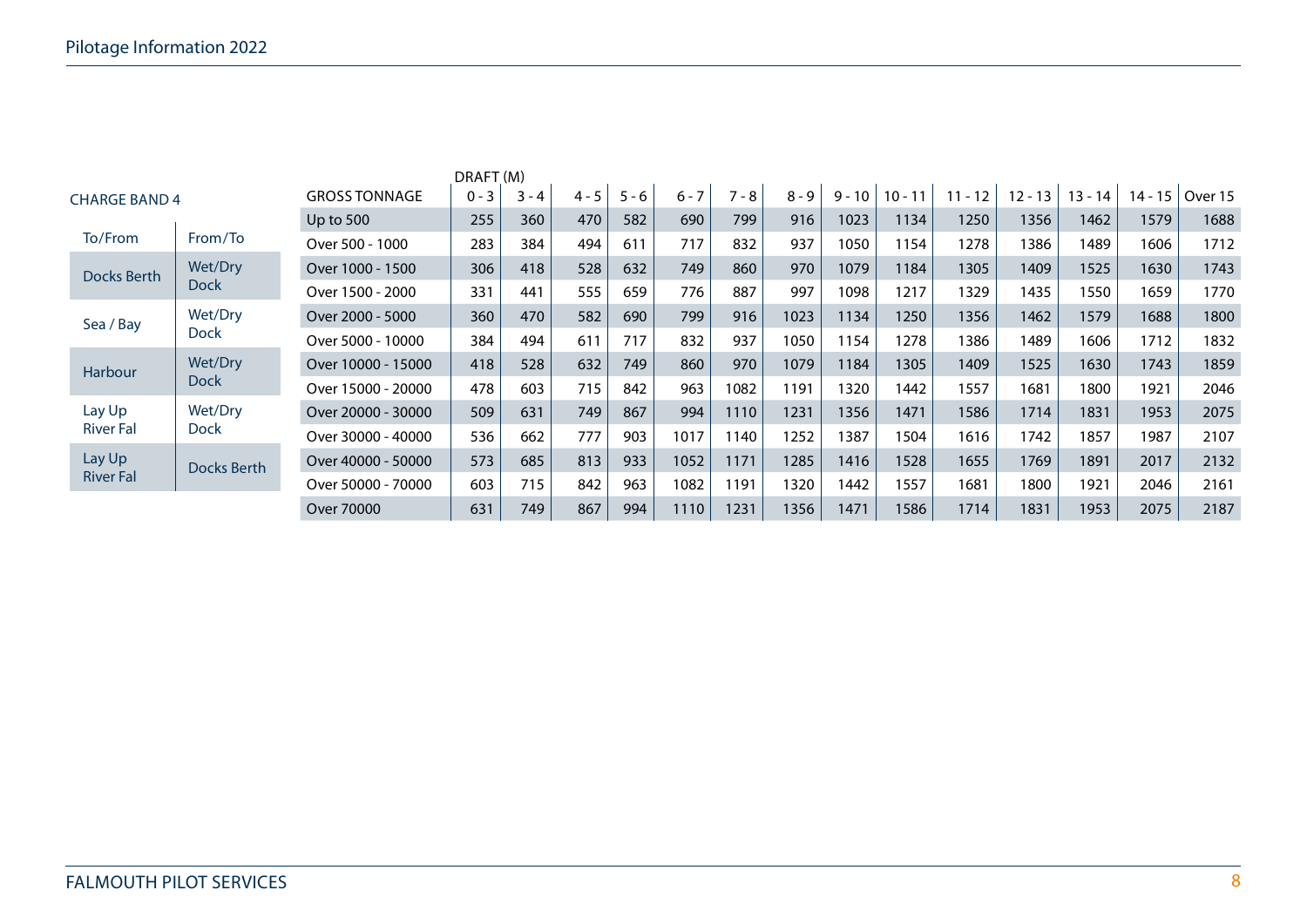## CHARGE BAND 4

| To/From | From/To |
|---|---|
| Docks Berth | Wet/Dry Dock |
| Sea / Bay | Wet/Dry Dock |
| Harbour | Wet/Dry Dock |
| Lay Up River Fal | Wet/Dry Dock |
| Lay Up River Fal | Docks Berth |

| | DRAFT (M) | | | | | | | | | | | | | | |
|---|---|---|---|---|---|---|---|---|---|---|---|---|---|---|---|
| GROSS TONNAGE | 0 - 3 | 3 - 4 | 4 - 5 | 5 - 6 | 6 - 7 | 7 - 8 | 8 - 9 | 9 - 10 | 10 - 11 | 11 - 12 | 12 - 13 | 13 - 14 | 14 - 15 | Over 15 |
| Up to 500 | 255 | 360 | 470 | 582 | 690 | 799 | 916 | 1023 | 1134 | 1250 | 1356 | 1462 | 1579 | 1688 |
| Over 500 - 1000 | 283 | 384 | 494 | 611 | 717 | 832 | 937 | 1050 | 1154 | 1278 | 1386 | 1489 | 1606 | 1712 |
| Over 1000 - 1500 | 306 | 418 | 528 | 632 | 749 | 860 | 970 | 1079 | 1184 | 1305 | 1409 | 1525 | 1630 | 1743 |
| Over 1500 - 2000 | 331 | 441 | 555 | 659 | 776 | 887 | 997 | 1098 | 1217 | 1329 | 1435 | 1550 | 1659 | 1770 |
| Over 2000 - 5000 | 360 | 470 | 582 | 690 | 799 | 916 | 1023 | 1134 | 1250 | 1356 | 1462 | 1579 | 1688 | 1800 |
| Over 5000 - 10000 | 384 | 494 | 611 | 717 | 832 | 937 | 1050 | 1154 | 1278 | 1386 | 1489 | 1606 | 1712 | 1832 |
| Over 10000 - 15000 | 418 | 528 | 632 | 749 | 860 | 970 | 1079 | 1184 | 1305 | 1409 | 1525 | 1630 | 1743 | 1859 |
| Over 15000 - 20000 | 478 | 603 | 715 | 842 | 963 | 1082 | 1191 | 1320 | 1442 | 1557 | 1681 | 1800 | 1921 | 2046 |
| Over 20000 - 30000 | 509 | 631 | 749 | 867 | 994 | 1110 | 1231 | 1356 | 1471 | 1586 | 1714 | 1831 | 1953 | 2075 |
| Over 30000 - 40000 | 536 | 662 | 777 | 903 | 1017 | 1140 | 1252 | 1387 | 1504 | 1616 | 1742 | 1857 | 1987 | 2107 |
| Over 40000 - 50000 | 573 | 685 | 813 | 933 | 1052 | 1171 | 1285 | 1416 | 1528 | 1655 | 1769 | 1891 | 2017 | 2132 |
| Over 50000 - 70000 | 603 | 715 | 842 | 963 | 1082 | 1191 | 1320 | 1442 | 1557 | 1681 | 1800 | 1921 | 2046 | 2161 |
| Over 70000 | 631 | 749 | 867 | 994 | 1110 | 1231 | 1356 | 1471 | 1586 | 1714 | 1831 | 1953 | 2075 | 2187 |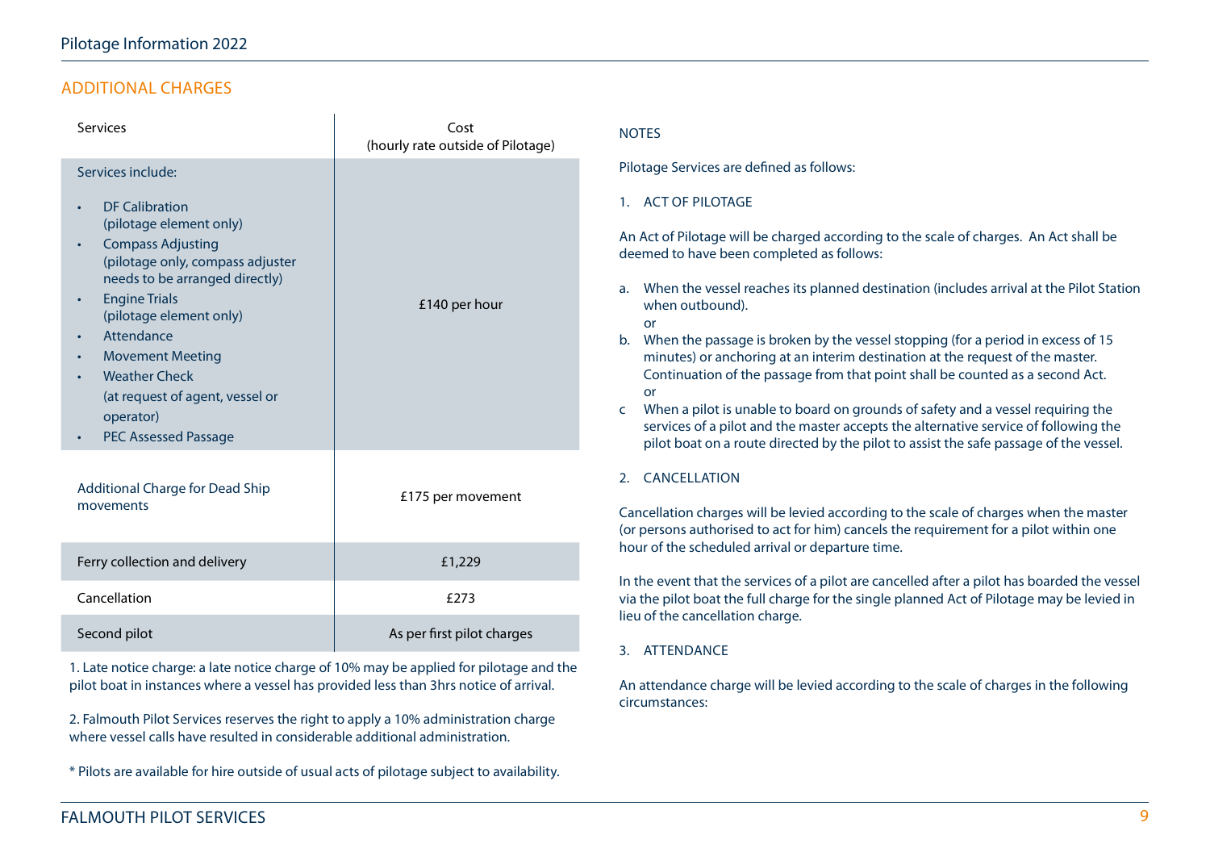## ADDITIONAL CHARGES

| Services | Cost (hourly rate outside of Pilotage) |
|---|---|
| Services include:<br>• DF Calibration (pilotage element only)<br>• Compass Adjusting (pilotage only, compass adjuster needs to be arranged directly)<br>• Engine Trials (pilotage element only)<br>• Attendance<br>• Movement Meeting<br>• Weather Check (at request of agent, vessel or operator)<br>• PEC Assessed Passage | £140 per hour |
| Additional Charge for Dead Ship movements | £175 per movement |
| Ferry collection and delivery | £1,229 |
| Cancellation | £273 |
| Second pilot | As per first pilot charges |

1. Late notice charge: a late notice charge of 10% may be applied for pilotage and the pilot boat in instances where a vessel has provided less than 3hrs notice of arrival.

2. Falmouth Pilot Services reserves the right to apply a 10% administration charge where vessel calls have resulted in considerable additional administration.

* Pilots are available for hire outside of usual acts of pilotage subject to availability.

NOTES

Pilotage Services are defined as follows:

1. ACT OF PILOTAGE

An Act of Pilotage will be charged according to the scale of charges. An Act shall be deemed to have been completed as follows:

a. When the vessel reaches its planned destination (includes arrival at the Pilot Station when outbound).
   or
b. When the passage is broken by the vessel stopping (for a period in excess of 15 minutes) or anchoring at an interim destination at the request of the master. Continuation of the passage from that point shall be counted as a second Act.
   or
c When a pilot is unable to board on grounds of safety and a vessel requiring the services of a pilot and the master accepts the alternative service of following the pilot boat on a route directed by the pilot to assist the safe passage of the vessel.

2. CANCELLATION

Cancellation charges will be levied according to the scale of charges when the master (or persons authorised to act for him) cancels the requirement for a pilot within one hour of the scheduled arrival or departure time.

In the event that the services of a pilot are cancelled after a pilot has boarded the vessel via the pilot boat the full charge for the single planned Act of Pilotage may be levied in lieu of the cancellation charge.

3. ATTENDANCE

An attendance charge will be levied according to the scale of charges in the following circumstances: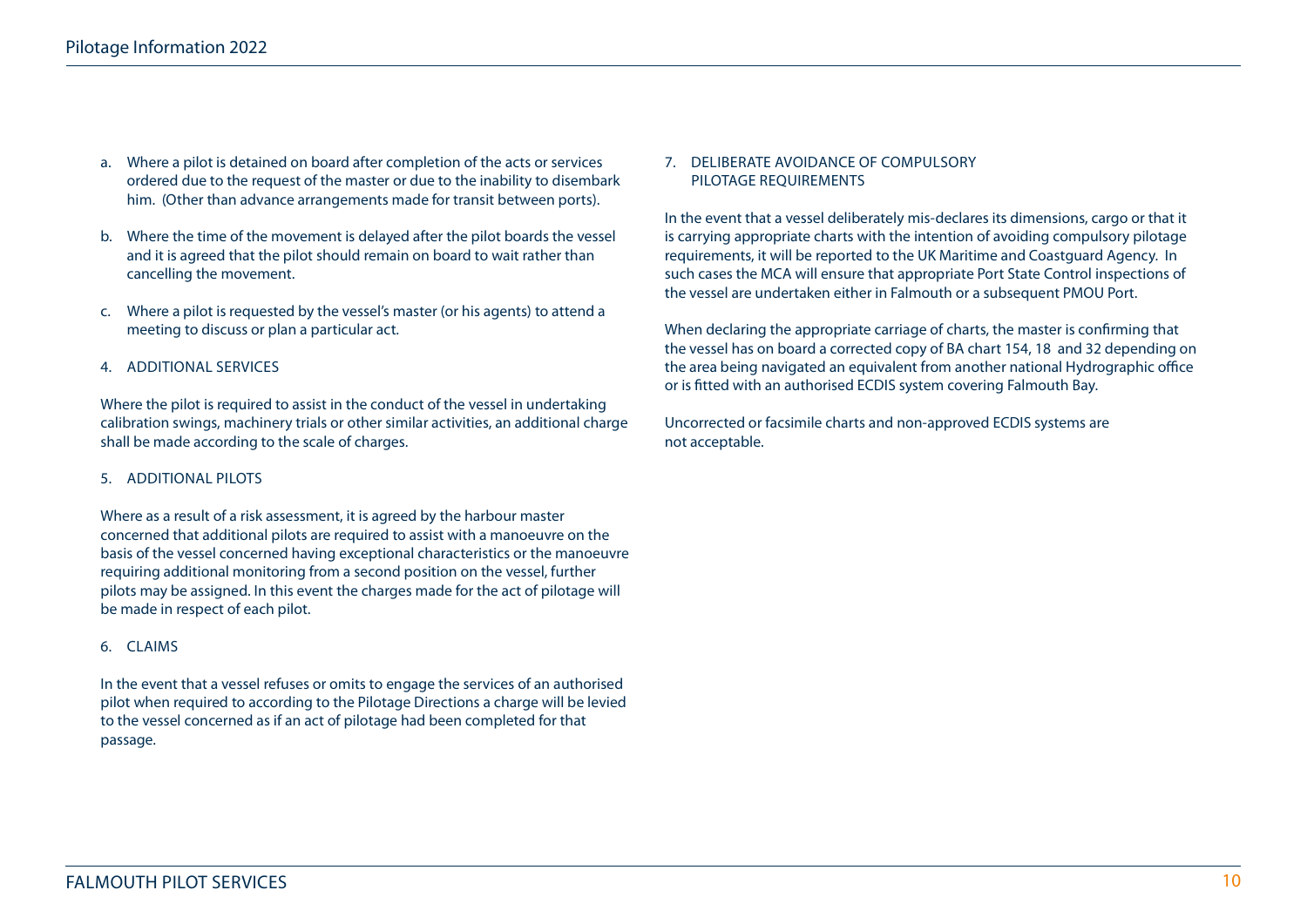a. Where a pilot is detained on board after completion of the acts or services ordered due to the request of the master or due to the inability to disembark him. (Other than advance arrangements made for transit between ports).

b. Where the time of the movement is delayed after the pilot boards the vessel and it is agreed that the pilot should remain on board to wait rather than cancelling the movement.

c. Where a pilot is requested by the vessel's master (or his agents) to attend a meeting to discuss or plan a particular act.

## 4. ADDITIONAL SERVICES

Where the pilot is required to assist in the conduct of the vessel in undertaking calibration swings, machinery trials or other similar activities, an additional charge shall be made according to the scale of charges.

## 5. ADDITIONAL PILOTS

Where as a result of a risk assessment, it is agreed by the harbour master concerned that additional pilots are required to assist with a manoeuvre on the basis of the vessel concerned having exceptional characteristics or the manoeuvre requiring additional monitoring from a second position on the vessel, further pilots may be assigned. In this event the charges made for the act of pilotage will be made in respect of each pilot.

## 6. CLAIMS

In the event that a vessel refuses or omits to engage the services of an authorised pilot when required to according to the Pilotage Directions a charge will be levied to the vessel concerned as if an act of pilotage had been completed for that passage.

## 7. DELIBERATE AVOIDANCE OF COMPULSORY PILOTAGE REQUIREMENTS

In the event that a vessel deliberately mis-declares its dimensions, cargo or that it is carrying appropriate charts with the intention of avoiding compulsory pilotage requirements, it will be reported to the UK Maritime and Coastguard Agency. In such cases the MCA will ensure that appropriate Port State Control inspections of the vessel are undertaken either in Falmouth or a subsequent PMOU Port.

When declaring the appropriate carriage of charts, the master is confirming that the vessel has on board a corrected copy of BA chart 154, 18 and 32 depending on the area being navigated an equivalent from another national Hydrographic office or is fitted with an authorised ECDIS system covering Falmouth Bay.

Uncorrected or facsimile charts and non-approved ECDIS systems are not acceptable.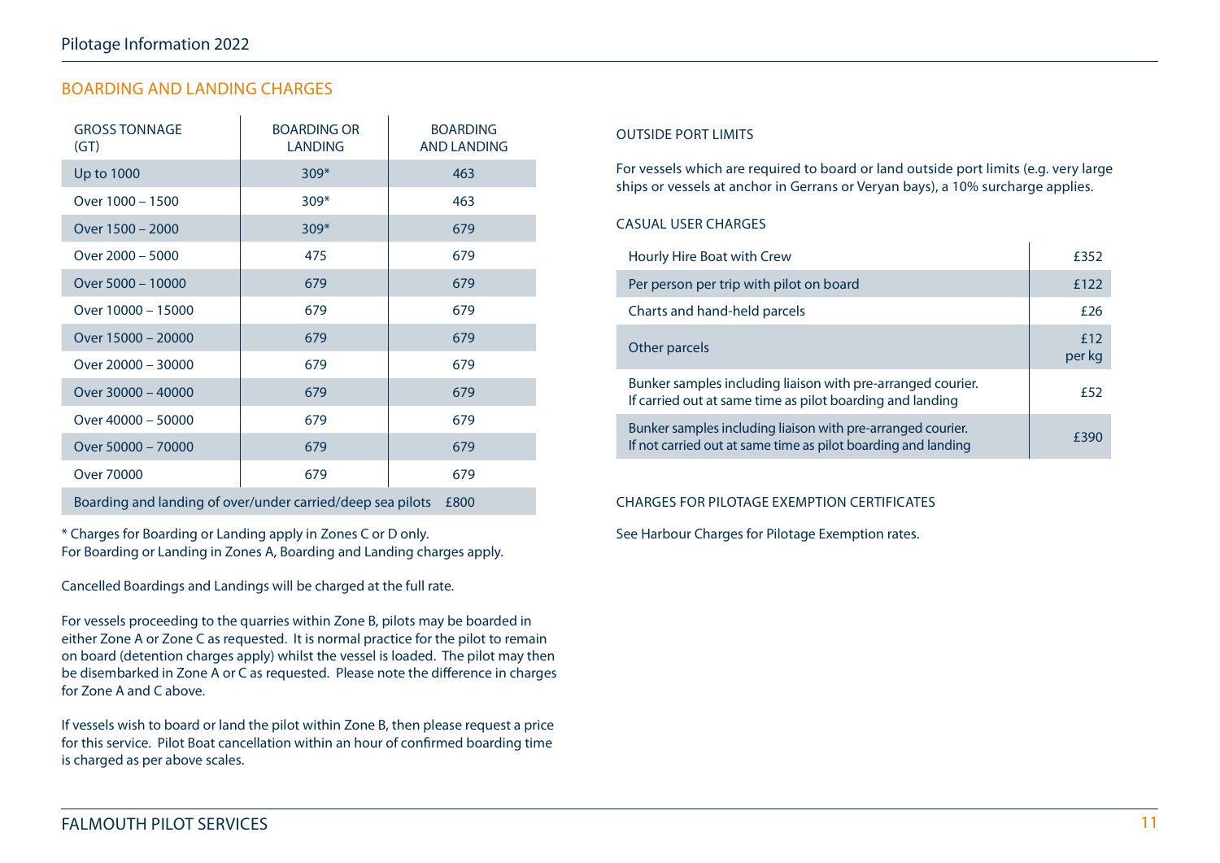## BOARDING AND LANDING CHARGES

| GROSS TONNAGE (GT) | BOARDING OR LANDING | BOARDING AND LANDING |
|---|---|---|
| Up to 1000 | 309* | 463 |
| Over 1000 – 1500 | 309* | 463 |
| Over 1500 – 2000 | 309* | 679 |
| Over 2000 – 5000 | 475 | 679 |
| Over 5000 – 10000 | 679 | 679 |
| Over 10000 – 15000 | 679 | 679 |
| Over 15000 – 20000 | 679 | 679 |
| Over 20000 – 30000 | 679 | 679 |
| Over 30000 – 40000 | 679 | 679 |
| Over 40000 – 50000 | 679 | 679 |
| Over 50000 – 70000 | 679 | 679 |
| Over 70000 | 679 | 679 |
| Boarding and landing of over/under carried/deep sea pilots | | £800 |

* Charges for Boarding or Landing apply in Zones C or D only.
For Boarding or Landing in Zones A, Boarding and Landing charges apply.

Cancelled Boardings and Landings will be charged at the full rate.

For vessels proceeding to the quarries within Zone B, pilots may be boarded in either Zone A or Zone C as requested. It is normal practice for the pilot to remain on board (detention charges apply) whilst the vessel is loaded. The pilot may then be disembarked in Zone A or C as requested. Please note the difference in charges for Zone A and C above.

If vessels wish to board or land the pilot within Zone B, then please request a price for this service. Pilot Boat cancellation within an hour of confirmed boarding time is charged as per above scales.

### OUTSIDE PORT LIMITS

For vessels which are required to board or land outside port limits (e.g. very large ships or vessels at anchor in Gerrans or Veryan bays), a 10% surcharge applies.

### CASUAL USER CHARGES

| Item | Charge |
|---|---|
| Hourly Hire Boat with Crew | £352 |
| Per person per trip with pilot on board | £122 |
| Charts and hand-held parcels | £26 |
| Other parcels | £12 per kg |
| Bunker samples including liaison with pre-arranged courier. If carried out at same time as pilot boarding and landing | £52 |
| Bunker samples including liaison with pre-arranged courier. If not carried out at same time as pilot boarding and landing | £390 |

### CHARGES FOR PILOTAGE EXEMPTION CERTIFICATES

See Harbour Charges for Pilotage Exemption rates.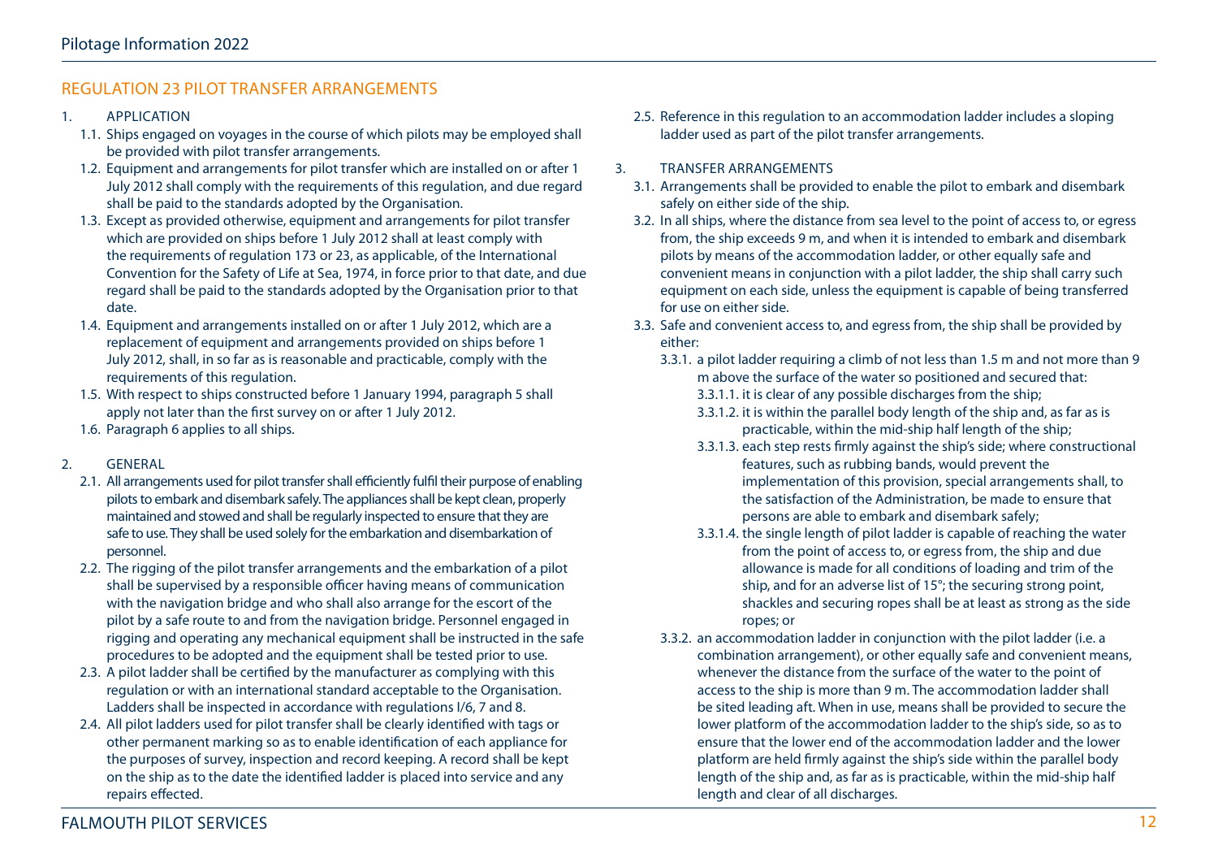## REGULATION 23 PILOT TRANSFER ARRANGEMENTS

1. APPLICATION
   - 1.1. Ships engaged on voyages in the course of which pilots may be employed shall be provided with pilot transfer arrangements.
   - 1.2. Equipment and arrangements for pilot transfer which are installed on or after 1 July 2012 shall comply with the requirements of this regulation, and due regard shall be paid to the standards adopted by the Organisation.
   - 1.3. Except as provided otherwise, equipment and arrangements for pilot transfer which are provided on ships before 1 July 2012 shall at least comply with the requirements of regulation 173 or 23, as applicable, of the International Convention for the Safety of Life at Sea, 1974, in force prior to that date, and due regard shall be paid to the standards adopted by the Organisation prior to that date.
   - 1.4. Equipment and arrangements installed on or after 1 July 2012, which are a replacement of equipment and arrangements provided on ships before 1 July 2012, shall, in so far as is reasonable and practicable, comply with the requirements of this regulation.
   - 1.5. With respect to ships constructed before 1 January 1994, paragraph 5 shall apply not later than the first survey on or after 1 July 2012.
   - 1.6. Paragraph 6 applies to all ships.

2. GENERAL
   - 2.1. All arrangements used for pilot transfer shall efficiently fulfil their purpose of enabling pilots to embark and disembark safely. The appliances shall be kept clean, properly maintained and stowed and shall be regularly inspected to ensure that they are safe to use. They shall be used solely for the embarkation and disembarkation of personnel.
   - 2.2. The rigging of the pilot transfer arrangements and the embarkation of a pilot shall be supervised by a responsible officer having means of communication with the navigation bridge and who shall also arrange for the escort of the pilot by a safe route to and from the navigation bridge. Personnel engaged in rigging and operating any mechanical equipment shall be instructed in the safe procedures to be adopted and the equipment shall be tested prior to use.
   - 2.3. A pilot ladder shall be certified by the manufacturer as complying with this regulation or with an international standard acceptable to the Organisation. Ladders shall be inspected in accordance with regulations I/6, 7 and 8.
   - 2.4. All pilot ladders used for pilot transfer shall be clearly identified with tags or other permanent marking so as to enable identification of each appliance for the purposes of survey, inspection and record keeping. A record shall be kept on the ship as to the date the identified ladder is placed into service and any repairs effected.
   - 2.5. Reference in this regulation to an accommodation ladder includes a sloping ladder used as part of the pilot transfer arrangements.

3. TRANSFER ARRANGEMENTS
   - 3.1. Arrangements shall be provided to enable the pilot to embark and disembark safely on either side of the ship.
   - 3.2. In all ships, where the distance from sea level to the point of access to, or egress from, the ship exceeds 9 m, and when it is intended to embark and disembark pilots by means of the accommodation ladder, or other equally safe and convenient means in conjunction with a pilot ladder, the ship shall carry such equipment on each side, unless the equipment is capable of being transferred for use on either side.
   - 3.3. Safe and convenient access to, and egress from, the ship shall be provided by either:
     - 3.3.1. a pilot ladder requiring a climb of not less than 1.5 m and not more than 9 m above the surface of the water so positioned and secured that:
       - 3.3.1.1. it is clear of any possible discharges from the ship;
       - 3.3.1.2. it is within the parallel body length of the ship and, as far as is practicable, within the mid-ship half length of the ship;
       - 3.3.1.3. each step rests firmly against the ship's side; where constructional features, such as rubbing bands, would prevent the implementation of this provision, special arrangements shall, to the satisfaction of the Administration, be made to ensure that persons are able to embark and disembark safely;
       - 3.3.1.4. the single length of pilot ladder is capable of reaching the water from the point of access to, or egress from, the ship and due allowance is made for all conditions of loading and trim of the ship, and for an adverse list of 15°; the securing strong point, shackles and securing ropes shall be at least as strong as the side ropes; or
     - 3.3.2. an accommodation ladder in conjunction with the pilot ladder (i.e. a combination arrangement), or other equally safe and convenient means, whenever the distance from the surface of the water to the point of access to the ship is more than 9 m. The accommodation ladder shall be sited leading aft. When in use, means shall be provided to secure the lower platform of the accommodation ladder to the ship's side, so as to ensure that the lower end of the accommodation ladder and the lower platform are held firmly against the ship's side within the parallel body length of the ship and, as far as is practicable, within the mid-ship half length and clear of all discharges.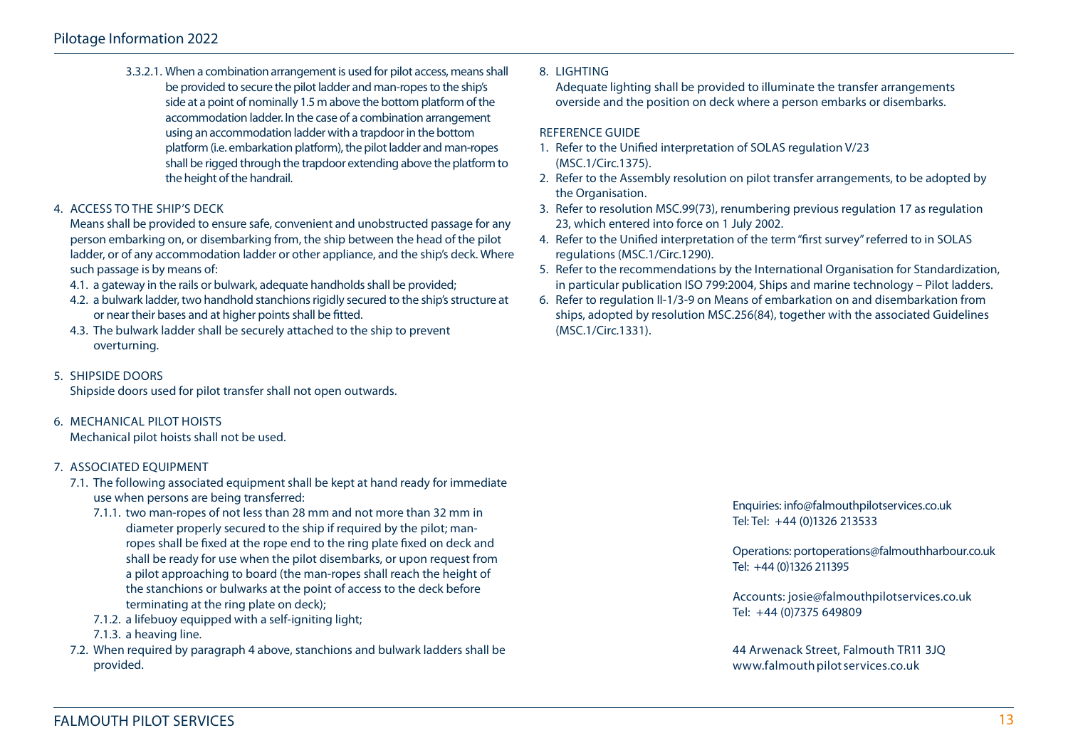3.3.2.1. When a combination arrangement is used for pilot access, means shall be provided to secure the pilot ladder and man-ropes to the ship's side at a point of nominally 1.5 m above the bottom platform of the accommodation ladder. In the case of a combination arrangement using an accommodation ladder with a trapdoor in the bottom platform (i.e. embarkation platform), the pilot ladder and man-ropes shall be rigged through the trapdoor extending above the platform to the height of the handrail.

4. ACCESS TO THE SHIP'S DECK

Means shall be provided to ensure safe, convenient and unobstructed passage for any person embarking on, or disembarking from, the ship between the head of the pilot ladder, or of any accommodation ladder or other appliance, and the ship's deck. Where such passage is by means of:

4.1. a gateway in the rails or bulwark, adequate handholds shall be provided;

4.2. a bulwark ladder, two handhold stanchions rigidly secured to the ship's structure at or near their bases and at higher points shall be fitted.

4.3. The bulwark ladder shall be securely attached to the ship to prevent overturning.

5. SHIPSIDE DOORS

Shipside doors used for pilot transfer shall not open outwards.

6. MECHANICAL PILOT HOISTS

Mechanical pilot hoists shall not be used.

7. ASSOCIATED EQUIPMENT

7.1. The following associated equipment shall be kept at hand ready for immediate use when persons are being transferred:

7.1.1. two man-ropes of not less than 28 mm and not more than 32 mm in diameter properly secured to the ship if required by the pilot; man-ropes shall be fixed at the rope end to the ring plate fixed on deck and shall be ready for use when the pilot disembarks, or upon request from a pilot approaching to board (the man-ropes shall reach the height of the stanchions or bulwarks at the point of access to the deck before terminating at the ring plate on deck);

7.1.2. a lifebuoy equipped with a self-igniting light;

7.1.3. a heaving line.

7.2. When required by paragraph 4 above, stanchions and bulwark ladders shall be provided.

8. LIGHTING

Adequate lighting shall be provided to illuminate the transfer arrangements overside and the position on deck where a person embarks or disembarks.

REFERENCE GUIDE

1. Refer to the Unified interpretation of SOLAS regulation V/23 (MSC.1/Circ.1375).
2. Refer to the Assembly resolution on pilot transfer arrangements, to be adopted by the Organisation.
3. Refer to resolution MSC.99(73), renumbering previous regulation 17 as regulation 23, which entered into force on 1 July 2002.
4. Refer to the Unified interpretation of the term "first survey" referred to in SOLAS regulations (MSC.1/Circ.1290).
5. Refer to the recommendations by the International Organisation for Standardization, in particular publication ISO 799:2004, Ships and marine technology – Pilot ladders.
6. Refer to regulation II-1/3-9 on Means of embarkation on and disembarkation from ships, adopted by resolution MSC.256(84), together with the associated Guidelines (MSC.1/Circ.1331).

Enquiries: info@falmouthpilotservices.co.uk
Tel: Tel: +44 (0)1326 213533

Operations: portoperations@falmouthharbour.co.uk
Tel: +44 (0)1326 211395

Accounts: josie@falmouthpilotservices.co.uk
Tel: +44 (0)7375 649809

44 Arwenack Street, Falmouth TR11 3JQ
www.falmouthpilotservices.co.uk